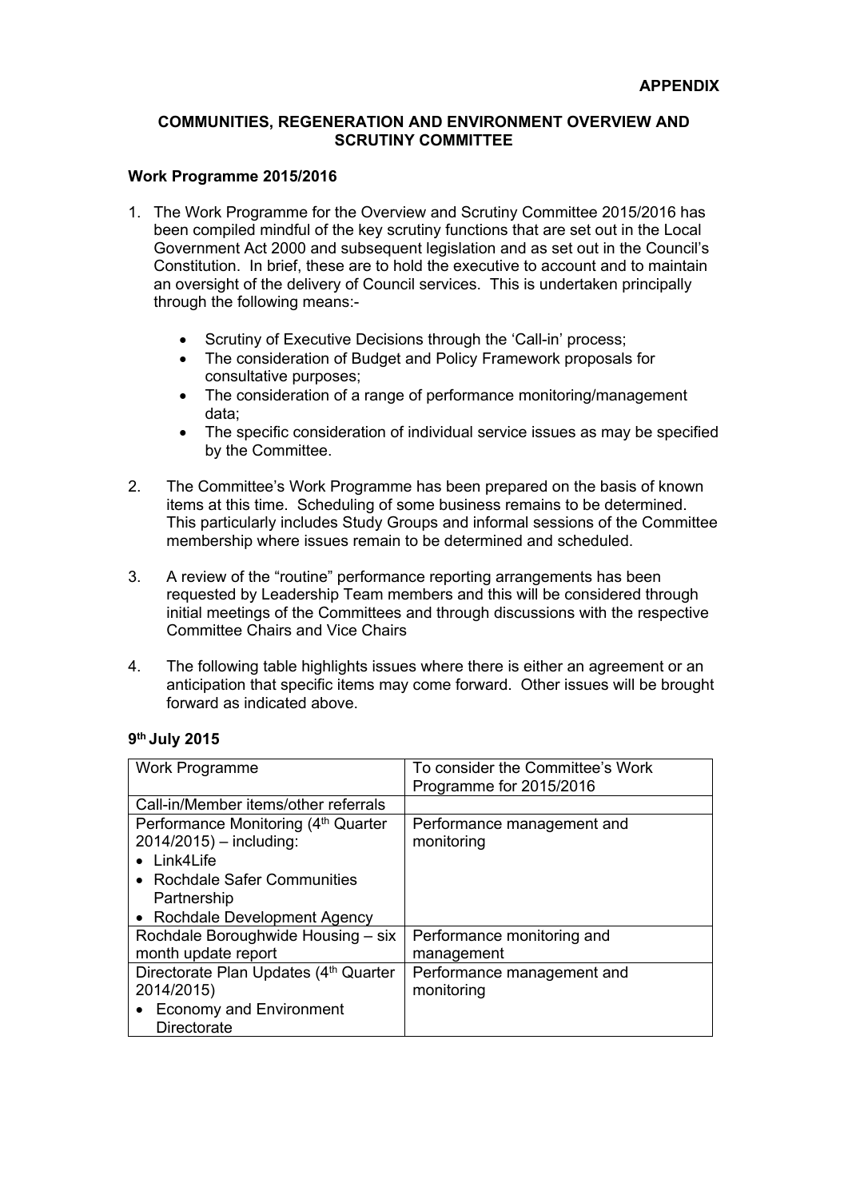**APPENDIX**

## COMMUNITIES, REGENERATION AND ENVIRONMENT OVERVIEW AND SCRUTINY COMMITTEE

### Work Programme 2015/2016

1. The Work Programme for the Overview and Scrutiny Committee 2015/2016 has been compiled mindful of the key scrutiny functions that are set out in the Local Government Act 2000 and subsequent legislation and as set out in the Council's Constitution. In brief, these are to hold the executive to account and to maintain an oversight of the delivery of Council services. This is undertaken principally through the following means:-

   - Scrutiny of Executive Decisions through the 'Call-in' process;
   - The consideration of Budget and Policy Framework proposals for consultative purposes;
   - The consideration of a range of performance monitoring/management data;
   - The specific consideration of individual service issues as may be specified by the Committee.

2. The Committee's Work Programme has been prepared on the basis of known items at this time. Scheduling of some business remains to be determined. This particularly includes Study Groups and informal sessions of the Committee membership where issues remain to be determined and scheduled.

3. A review of the "routine" performance reporting arrangements has been requested by Leadership Team members and this will be considered through initial meetings of the Committees and through discussions with the respective Committee Chairs and Vice Chairs

4. The following table highlights issues where there is either an agreement or an anticipation that specific items may come forward. Other issues will be brought forward as indicated above.

**9th July 2015**

| | |
|---|---|
| Work Programme | To consider the Committee's Work Programme for 2015/2016 |
| Call-in/Member items/other referrals | |
| Performance Monitoring (4th Quarter 2014/2015) – including:<br>• Link4Life<br>• Rochdale Safer Communities Partnership<br>• Rochdale Development Agency | Performance management and monitoring |
| Rochdale Boroughwide Housing – six month update report | Performance monitoring and management |
| Directorate Plan Updates (4th Quarter 2014/2015)<br>• Economy and Environment Directorate | Performance management and monitoring |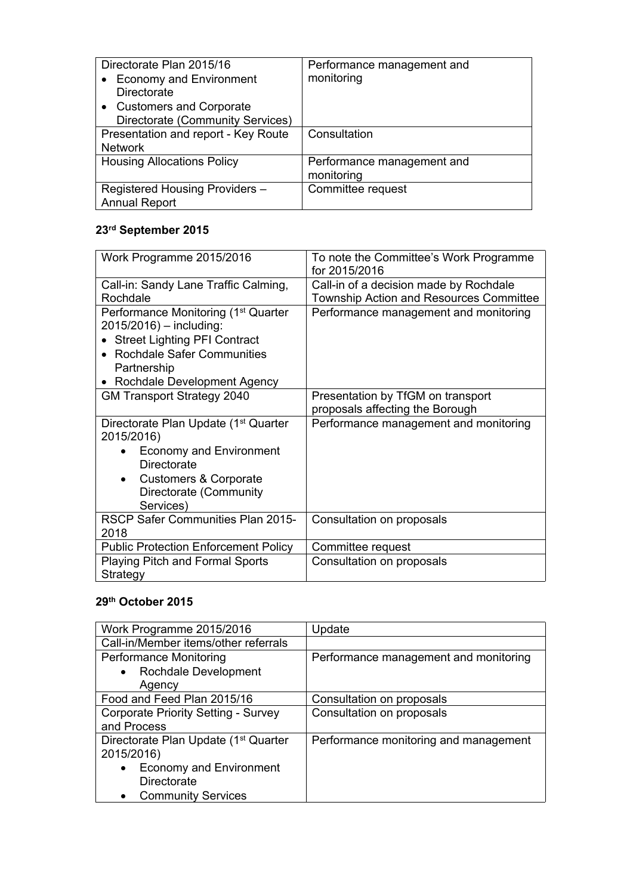| | |
|---|---|
| Directorate Plan 2015/16<br>• Economy and Environment Directorate<br>• Customers and Corporate Directorate (Community Services) | Performance management and monitoring |
| Presentation and report - Key Route Network | Consultation |
| Housing Allocations Policy | Performance management and monitoring |
| Registered Housing Providers – Annual Report | Committee request |

**23rd September 2015**

| | |
|---|---|
| Work Programme 2015/2016 | To note the Committee's Work Programme for 2015/2016 |
| Call-in: Sandy Lane Traffic Calming, Rochdale | Call-in of a decision made by Rochdale Township Action and Resources Committee |
| Performance Monitoring (1st Quarter 2015/2016) – including:<br>• Street Lighting PFI Contract<br>• Rochdale Safer Communities Partnership<br>• Rochdale Development Agency | Performance management and monitoring |
| GM Transport Strategy 2040 | Presentation by TfGM on transport proposals affecting the Borough |
| Directorate Plan Update (1st Quarter 2015/2016)<br>• Economy and Environment Directorate<br>• Customers & Corporate Directorate (Community Services) | Performance management and monitoring |
| RSCP Safer Communities Plan 2015-2018 | Consultation on proposals |
| Public Protection Enforcement Policy | Committee request |
| Playing Pitch and Formal Sports Strategy | Consultation on proposals |

**29th October 2015**

| | |
|---|---|
| Work Programme 2015/2016 | Update |
| Call-in/Member items/other referrals | |
| Performance Monitoring<br>• Rochdale Development Agency | Performance management and monitoring |
| Food and Feed Plan 2015/16 | Consultation on proposals |
| Corporate Priority Setting - Survey and Process | Consultation on proposals |
| Directorate Plan Update (1st Quarter 2015/2016)<br>• Economy and Environment Directorate<br>• Community Services | Performance monitoring and management |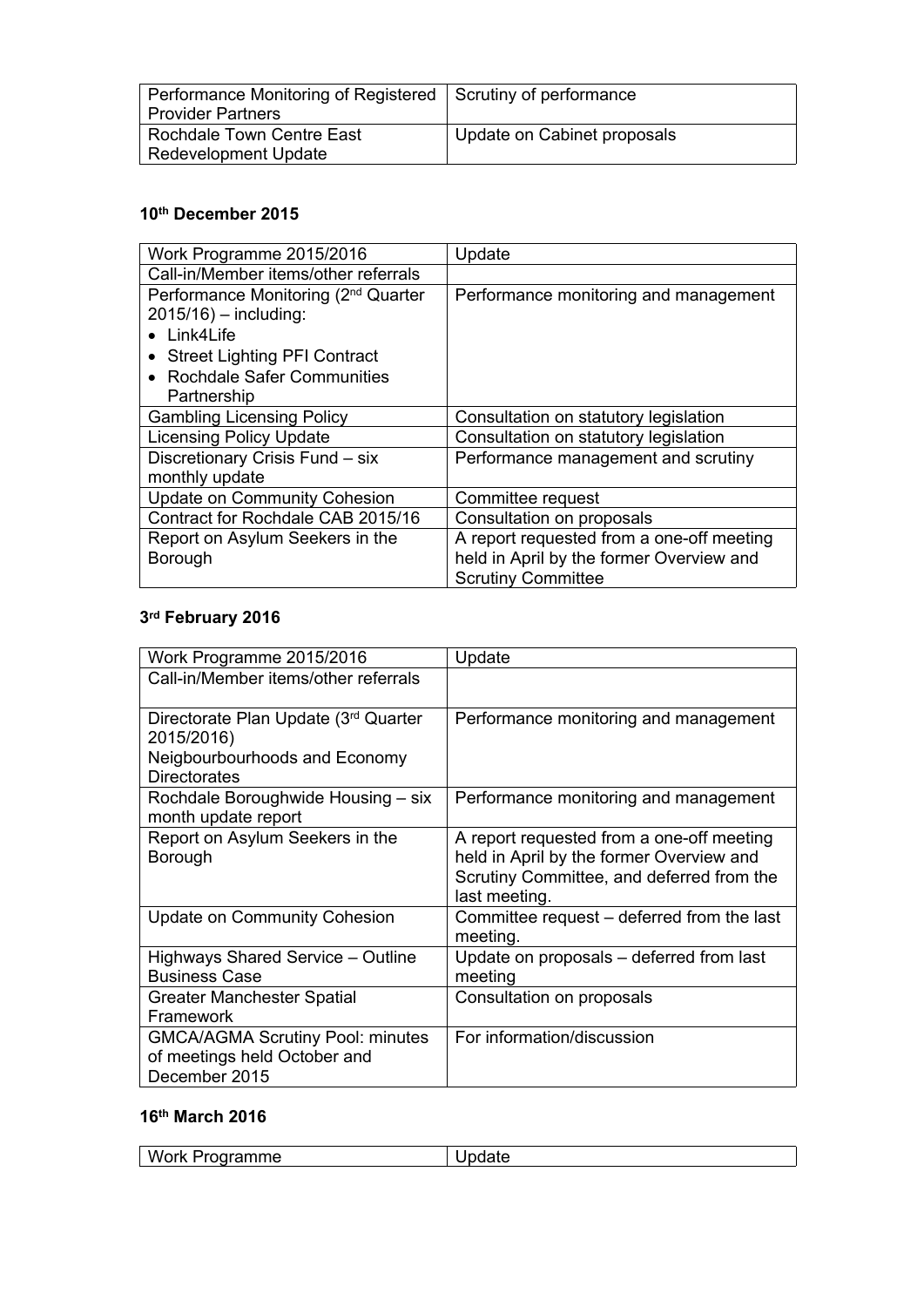| Performance Monitoring of Registered Provider Partners | Scrutiny of performance |
|---|---|
| Rochdale Town Centre East Redevelopment Update | Update on Cabinet proposals |

**10th December 2015**

| Work Programme 2015/2016 | Update |
|---|---|
| Call-in/Member items/other referrals | |
| Performance Monitoring (2nd Quarter 2015/16) – including:<br>• Link4Life<br>• Street Lighting PFI Contract<br>• Rochdale Safer Communities Partnership | Performance monitoring and management |
| Gambling Licensing Policy | Consultation on statutory legislation |
| Licensing Policy Update | Consultation on statutory legislation |
| Discretionary Crisis Fund – six monthly update | Performance management and scrutiny |
| Update on Community Cohesion | Committee request |
| Contract for Rochdale CAB 2015/16 | Consultation on proposals |
| Report on Asylum Seekers in the Borough | A report requested from a one-off meeting held in April by the former Overview and Scrutiny Committee |

**3rd February 2016**

| Work Programme 2015/2016 | Update |
|---|---|
| Call-in/Member items/other referrals | |
| Directorate Plan Update (3rd Quarter 2015/2016)<br>Neigbourbourhoods and Economy Directorates | Performance monitoring and management |
| Rochdale Boroughwide Housing – six month update report | Performance monitoring and management |
| Report on Asylum Seekers in the Borough | A report requested from a one-off meeting held in April by the former Overview and Scrutiny Committee, and deferred from the last meeting. |
| Update on Community Cohesion | Committee request – deferred from the last meeting. |
| Highways Shared Service – Outline Business Case | Update on proposals – deferred from last meeting |
| Greater Manchester Spatial Framework | Consultation on proposals |
| GMCA/AGMA Scrutiny Pool: minutes of meetings held October and December 2015 | For information/discussion |

**16th March 2016**

| Work Programme | Update |
|---|---|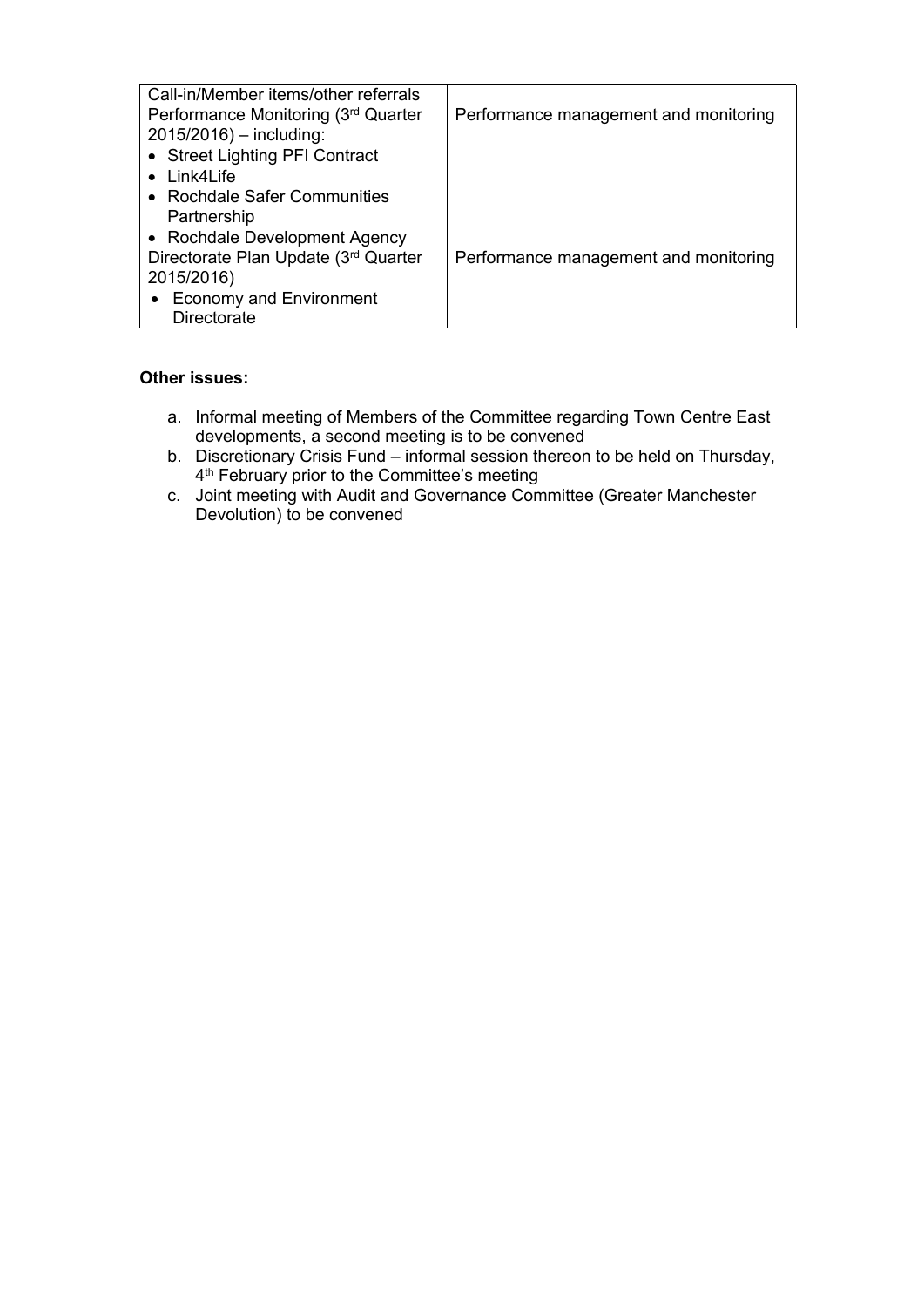| | |
|---|---|
| Call-in/Member items/other referrals | |
| Performance Monitoring (3rd Quarter 2015/2016) – including:<br>• Street Lighting PFI Contract<br>• Link4Life<br>• Rochdale Safer Communities Partnership<br>• Rochdale Development Agency | Performance management and monitoring |
| Directorate Plan Update (3rd Quarter 2015/2016)<br>• Economy and Environment Directorate | Performance management and monitoring |

**Other issues:**

a. Informal meeting of Members of the Committee regarding Town Centre East developments, a second meeting is to be convened
b. Discretionary Crisis Fund – informal session thereon to be held on Thursday, 4th February prior to the Committee's meeting
c. Joint meeting with Audit and Governance Committee (Greater Manchester Devolution) to be convened